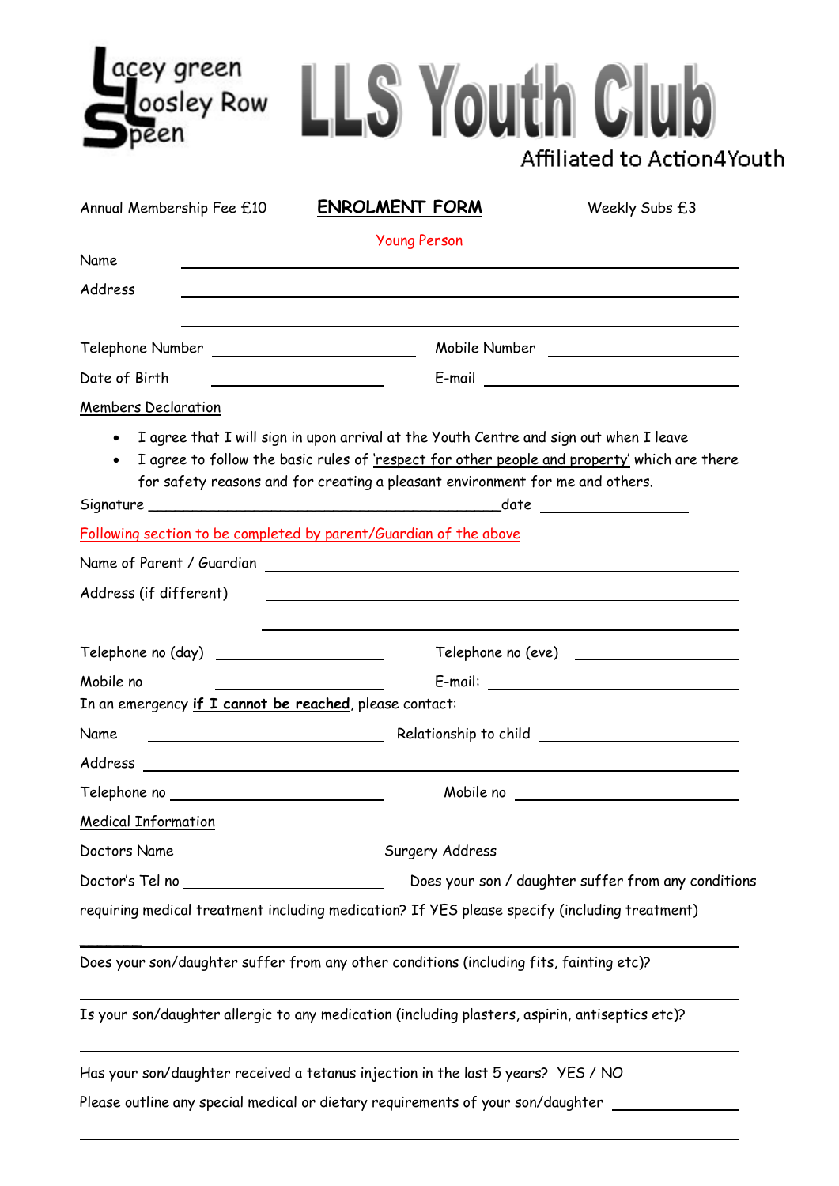Lacey green Loosley Row Speen

# LLS Youth Club

Affiliated to Action4Youth

Annual Membership Fee £10 **ENROLMENT FORM** Weekly Subs £3

Young Person

Name ____________________________________________

Address ____________________________________________

____________________________________________

Telephone Number ____________________ Mobile Number ____________________

Date of Birth ____________________ E-mail ____________________

Members Declaration

- I agree that I will sign in upon arrival at the Youth Centre and sign out when I leave
- I agree to follow the basic rules of 'respect for other people and property' which are there for safety reasons and for creating a pleasant environment for me and others.

Signature ____________________________________________ date ____________________

Following section to be completed by parent/Guardian of the above

Name of Parent / Guardian ____________________________________________

Address (if different) ____________________________________________

____________________________________________

Telephone no (day) ____________________ Telephone no (eve) ____________________

Mobile no ____________________ E-mail: ____________________

In an emergency **if I cannot be reached**, please contact:

Name ____________________ Relationship to child ____________________

Address ____________________________________________

Telephone no ____________________ Mobile no ____________________

Medical Information

Doctors Name ____________________ Surgery Address ____________________

Doctor's Tel no ____________________ Does your son / daughter suffer from any conditions requiring medical treatment including medication? If YES please specify (including treatment)

____________________________________________

Does your son/daughter suffer from any other conditions (including fits, fainting etc)?

____________________________________________

Is your son/daughter allergic to any medication (including plasters, aspirin, antiseptics etc)?

____________________________________________

Has your son/daughter received a tetanus injection in the last 5 years? YES / NO

Please outline any special medical or dietary requirements of your son/daughter ____________________

____________________________________________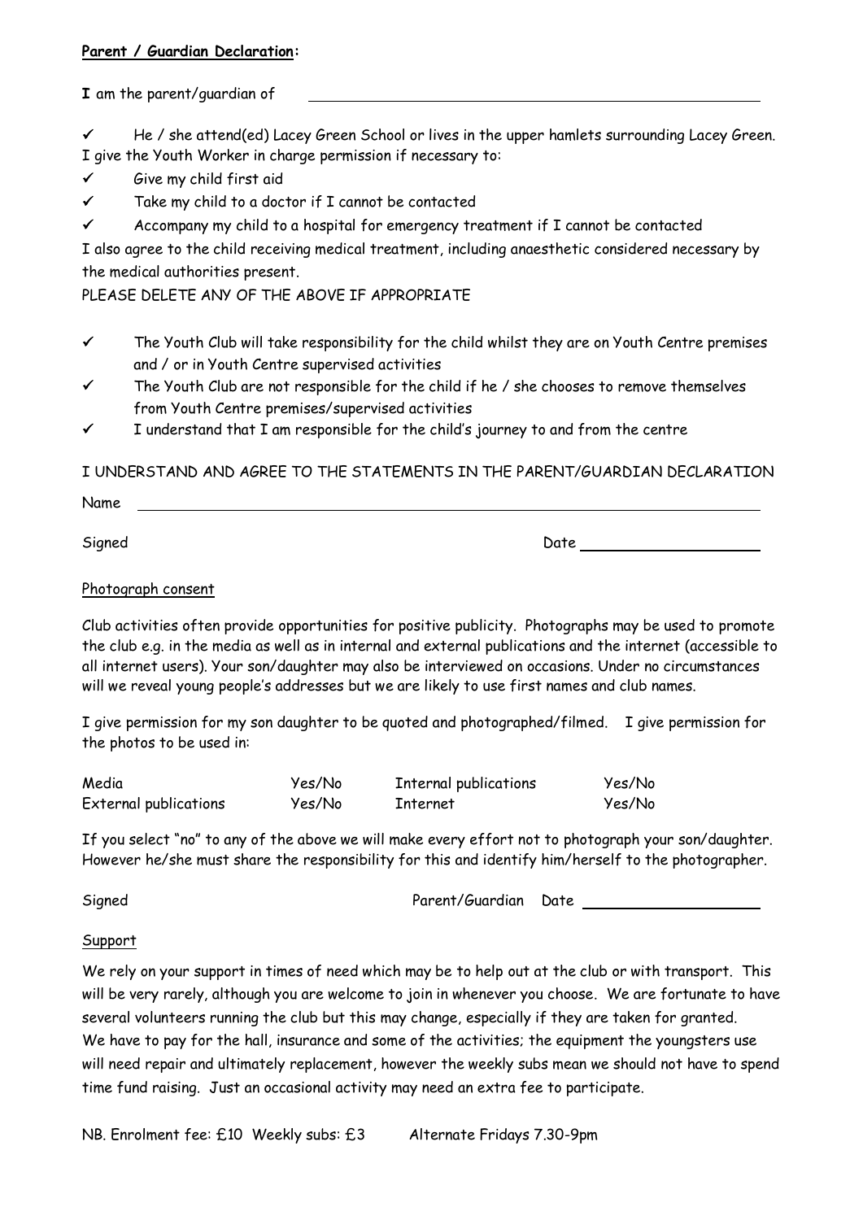**Parent / Guardian Declaration:**

**I** am the parent/guardian of ____________________________________________

✓ He / she attend(ed) Lacey Green School or lives in the upper hamlets surrounding Lacey Green.

I give the Youth Worker in charge permission if necessary to:

✓ Give my child first aid

✓ Take my child to a doctor if I cannot be contacted

✓ Accompany my child to a hospital for emergency treatment if I cannot be contacted

I also agree to the child receiving medical treatment, including anaesthetic considered necessary by the medical authorities present.

PLEASE DELETE ANY OF THE ABOVE IF APPROPRIATE

✓ The Youth Club will take responsibility for the child whilst they are on Youth Centre premises and / or in Youth Centre supervised activities

✓ The Youth Club are not responsible for the child if he / she chooses to remove themselves from Youth Centre premises/supervised activities

✓ I understand that I am responsible for the child's journey to and from the centre

I UNDERSTAND AND AGREE TO THE STATEMENTS IN THE PARENT/GUARDIAN DECLARATION

Name ____________________________________________

Signed Date ____________________

Photograph consent

Club activities often provide opportunities for positive publicity. Photographs may be used to promote the club e.g. in the media as well as in internal and external publications and the internet (accessible to all internet users). Your son/daughter may also be interviewed on occasions. Under no circumstances will we reveal young people's addresses but we are likely to use first names and club names.

I give permission for my son daughter to be quoted and photographed/filmed. I give permission for the photos to be used in:

| | | | |
|---|---|---|---|
| Media | Yes/No | Internal publications | Yes/No |
| External publications | Yes/No | Internet | Yes/No |

If you select "no" to any of the above we will make every effort not to photograph your son/daughter. However he/she must share the responsibility for this and identify him/herself to the photographer.

Signed Parent/Guardian Date ____________________

Support

We rely on your support in times of need which may be to help out at the club or with transport. This will be very rarely, although you are welcome to join in whenever you choose. We are fortunate to have several volunteers running the club but this may change, especially if they are taken for granted. We have to pay for the hall, insurance and some of the activities; the equipment the youngsters use will need repair and ultimately replacement, however the weekly subs mean we should not have to spend time fund raising. Just an occasional activity may need an extra fee to participate.

NB. Enrolment fee: £10 Weekly subs: £3 Alternate Fridays 7.30-9pm